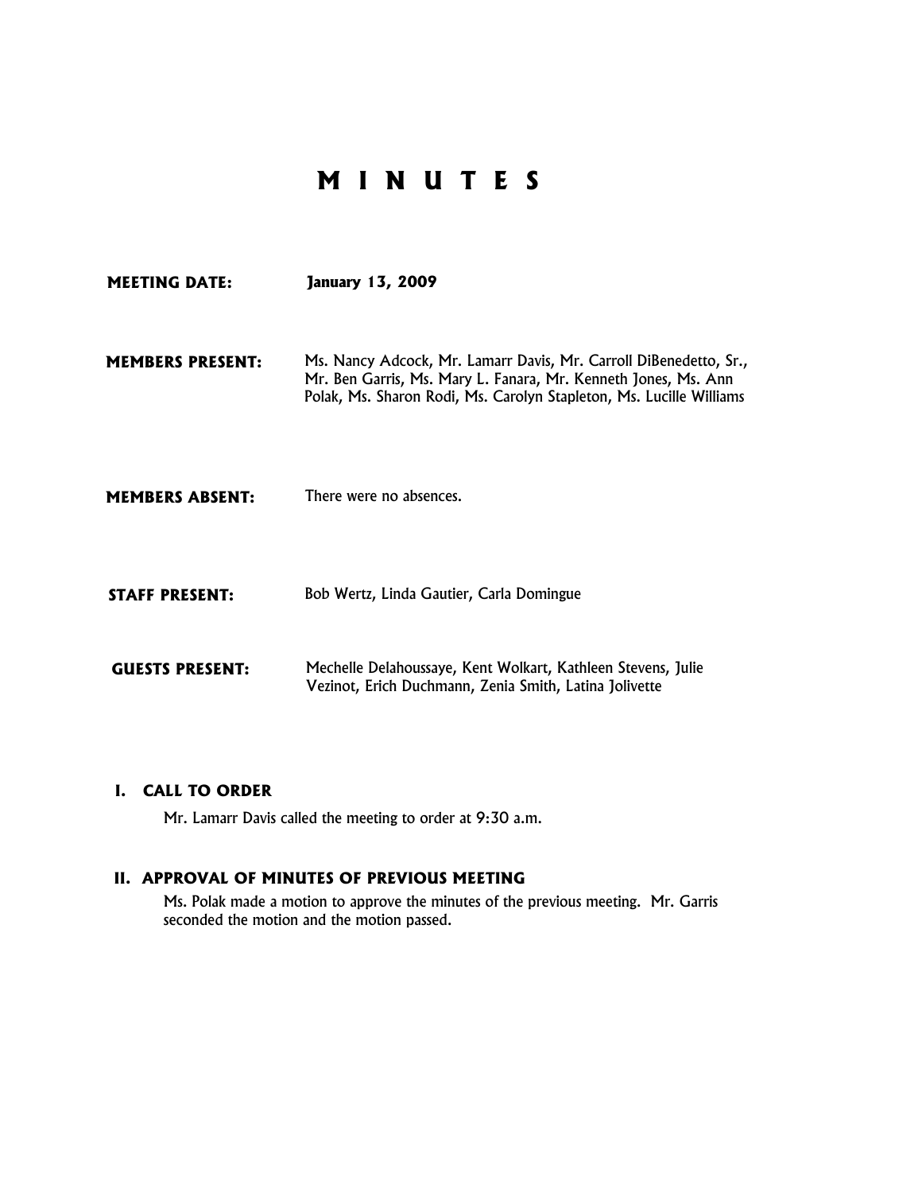# M I N U T E S

**MEETING DATE:** **January 13, 2009**

**MEMBERS PRESENT:** Ms. Nancy Adcock, Mr. Lamarr Davis, Mr. Carroll DiBenedetto, Sr., Mr. Ben Garris, Ms. Mary L. Fanara, Mr. Kenneth Jones, Ms. Ann Polak, Ms. Sharon Rodi, Ms. Carolyn Stapleton, Ms. Lucille Williams

**MEMBERS ABSENT:** There were no absences.

**STAFF PRESENT:** Bob Wertz, Linda Gautier, Carla Domingue

**GUESTS PRESENT:** Mechelle Delahoussaye, Kent Wolkart, Kathleen Stevens, Julie Vezinot, Erich Duchmann, Zenia Smith, Latina Jolivette

## I. CALL TO ORDER

Mr. Lamarr Davis called the meeting to order at 9:30 a.m.

## II. APPROVAL OF MINUTES OF PREVIOUS MEETING

Ms. Polak made a motion to approve the minutes of the previous meeting. Mr. Garris seconded the motion and the motion passed.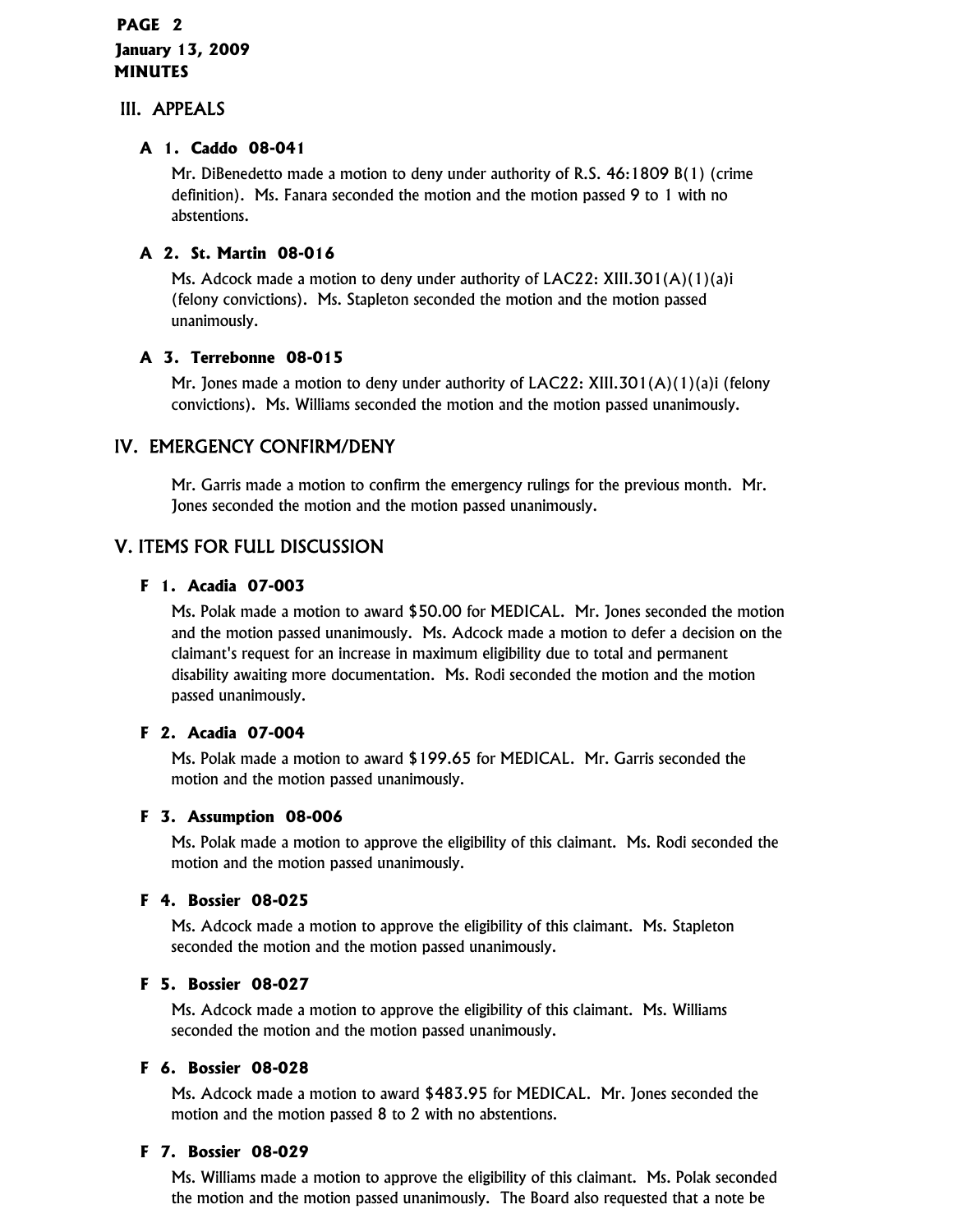## III. APPEALS

### A 1. Caddo 08-041

Mr. DiBenedetto made a motion to deny under authority of R.S. 46:1809 B(1) (crime definition). Ms. Fanara seconded the motion and the motion passed 9 to 1 with no abstentions.

### A 2. St. Martin 08-016

Ms. Adcock made a motion to deny under authority of LAC22: XIII.301(A)(1)(a)i (felony convictions). Ms. Stapleton seconded the motion and the motion passed unanimously.

### A 3. Terrebonne 08-015

Mr. Jones made a motion to deny under authority of LAC22: XIII.301(A)(1)(a)i (felony convictions). Ms. Williams seconded the motion and the motion passed unanimously.

## IV. EMERGENCY CONFIRM/DENY

Mr. Garris made a motion to confirm the emergency rulings for the previous month. Mr. Jones seconded the motion and the motion passed unanimously.

## V. ITEMS FOR FULL DISCUSSION

### F 1. Acadia 07-003

Ms. Polak made a motion to award $50.00 for MEDICAL. Mr. Jones seconded the motion and the motion passed unanimously. Ms. Adcock made a motion to defer a decision on the claimant's request for an increase in maximum eligibility due to total and permanent disability awaiting more documentation. Ms. Rodi seconded the motion and the motion passed unanimously.

### F 2. Acadia 07-004

Ms. Polak made a motion to award $199.65 for MEDICAL. Mr. Garris seconded the motion and the motion passed unanimously.

### F 3. Assumption 08-006

Ms. Polak made a motion to approve the eligibility of this claimant. Ms. Rodi seconded the motion and the motion passed unanimously.

### F 4. Bossier 08-025

Ms. Adcock made a motion to approve the eligibility of this claimant. Ms. Stapleton seconded the motion and the motion passed unanimously.

### F 5. Bossier 08-027

Ms. Adcock made a motion to approve the eligibility of this claimant. Ms. Williams seconded the motion and the motion passed unanimously.

### F 6. Bossier 08-028

Ms. Adcock made a motion to award $483.95 for MEDICAL. Mr. Jones seconded the motion and the motion passed 8 to 2 with no abstentions.

### F 7. Bossier 08-029

Ms. Williams made a motion to approve the eligibility of this claimant. Ms. Polak seconded the motion and the motion passed unanimously. The Board also requested that a note be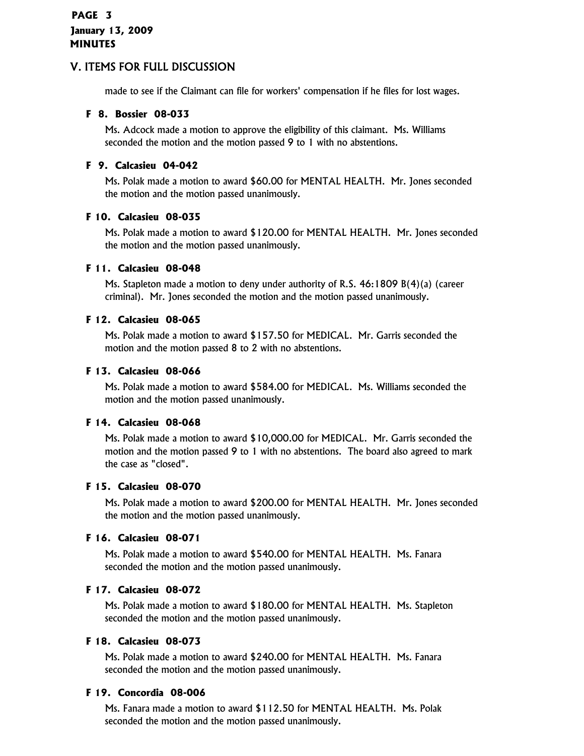## V. ITEMS FOR FULL DISCUSSION

made to see if the Claimant can file for workers' compensation if he files for lost wages.

### F 8. Bossier 08-033

Ms. Adcock made a motion to approve the eligibility of this claimant. Ms. Williams seconded the motion and the motion passed 9 to 1 with no abstentions.

### F 9. Calcasieu 04-042

Ms. Polak made a motion to award $60.00 for MENTAL HEALTH. Mr. Jones seconded the motion and the motion passed unanimously.

### F 10. Calcasieu 08-035

Ms. Polak made a motion to award $120.00 for MENTAL HEALTH. Mr. Jones seconded the motion and the motion passed unanimously.

### F 11. Calcasieu 08-048

Ms. Stapleton made a motion to deny under authority of R.S. 46:1809 B(4)(a) (career criminal). Mr. Jones seconded the motion and the motion passed unanimously.

### F 12. Calcasieu 08-065

Ms. Polak made a motion to award $157.50 for MEDICAL. Mr. Garris seconded the motion and the motion passed 8 to 2 with no abstentions.

### F 13. Calcasieu 08-066

Ms. Polak made a motion to award $584.00 for MEDICAL. Ms. Williams seconded the motion and the motion passed unanimously.

### F 14. Calcasieu 08-068

Ms. Polak made a motion to award $10,000.00 for MEDICAL. Mr. Garris seconded the motion and the motion passed 9 to 1 with no abstentions. The board also agreed to mark the case as "closed".

### F 15. Calcasieu 08-070

Ms. Polak made a motion to award $200.00 for MENTAL HEALTH. Mr. Jones seconded the motion and the motion passed unanimously.

### F 16. Calcasieu 08-071

Ms. Polak made a motion to award $540.00 for MENTAL HEALTH. Ms. Fanara seconded the motion and the motion passed unanimously.

### F 17. Calcasieu 08-072

Ms. Polak made a motion to award $180.00 for MENTAL HEALTH. Ms. Stapleton seconded the motion and the motion passed unanimously.

### F 18. Calcasieu 08-073

Ms. Polak made a motion to award $240.00 for MENTAL HEALTH. Ms. Fanara seconded the motion and the motion passed unanimously.

### F 19. Concordia 08-006

Ms. Fanara made a motion to award $112.50 for MENTAL HEALTH. Ms. Polak seconded the motion and the motion passed unanimously.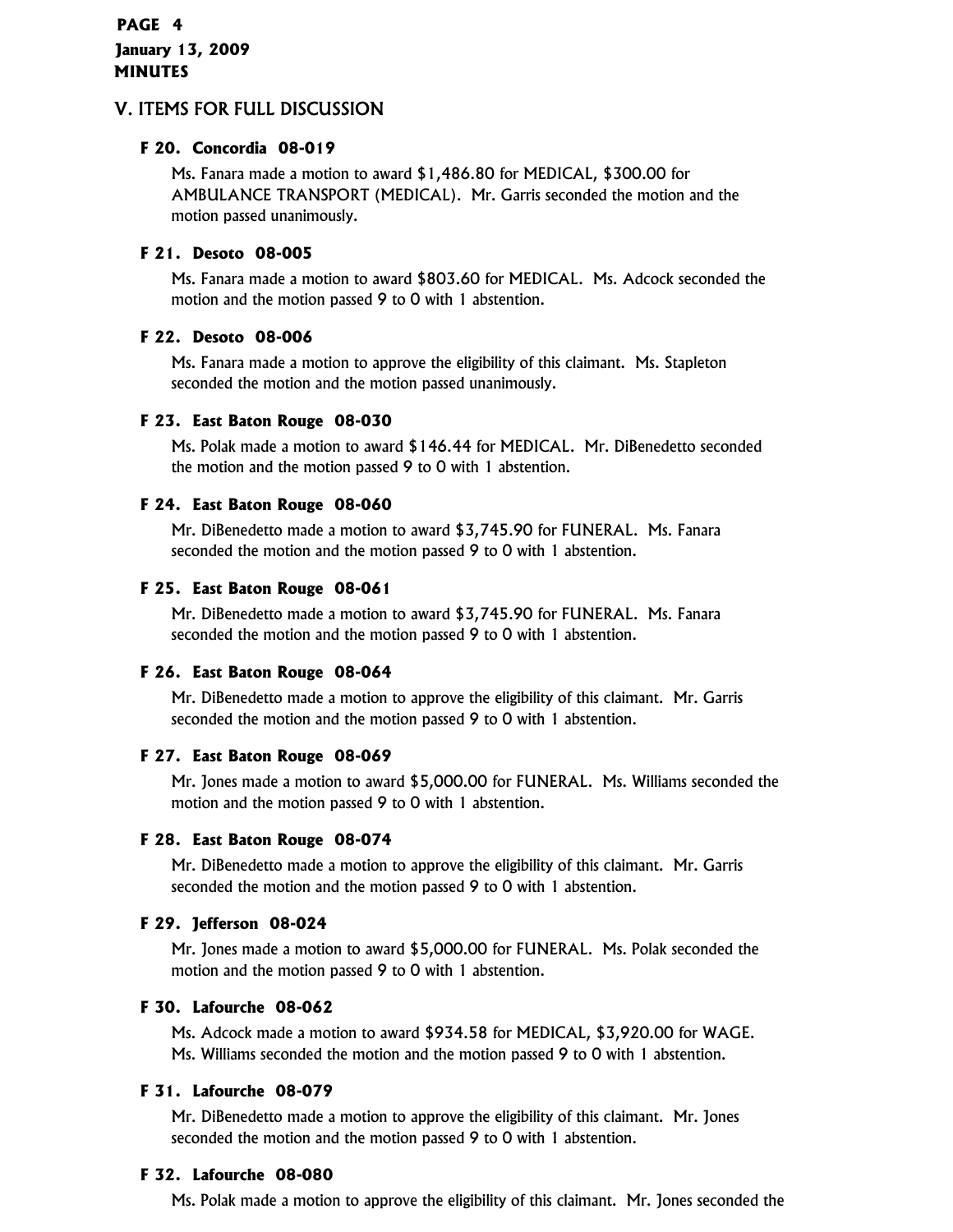## V. ITEMS FOR FULL DISCUSSION

### F 20. Concordia 08-019

Ms. Fanara made a motion to award $1,486.80 for MEDICAL, $300.00 for AMBULANCE TRANSPORT (MEDICAL). Mr. Garris seconded the motion and the motion passed unanimously.

### F 21. Desoto 08-005

Ms. Fanara made a motion to award $803.60 for MEDICAL. Ms. Adcock seconded the motion and the motion passed 9 to 0 with 1 abstention.

### F 22. Desoto 08-006

Ms. Fanara made a motion to approve the eligibility of this claimant. Ms. Stapleton seconded the motion and the motion passed unanimously.

### F 23. East Baton Rouge 08-030

Ms. Polak made a motion to award $146.44 for MEDICAL. Mr. DiBenedetto seconded the motion and the motion passed 9 to 0 with 1 abstention.

### F 24. East Baton Rouge 08-060

Mr. DiBenedetto made a motion to award $3,745.90 for FUNERAL. Ms. Fanara seconded the motion and the motion passed 9 to 0 with 1 abstention.

### F 25. East Baton Rouge 08-061

Mr. DiBenedetto made a motion to award $3,745.90 for FUNERAL. Ms. Fanara seconded the motion and the motion passed 9 to 0 with 1 abstention.

### F 26. East Baton Rouge 08-064

Mr. DiBenedetto made a motion to approve the eligibility of this claimant. Mr. Garris seconded the motion and the motion passed 9 to 0 with 1 abstention.

### F 27. East Baton Rouge 08-069

Mr. Jones made a motion to award $5,000.00 for FUNERAL. Ms. Williams seconded the motion and the motion passed 9 to 0 with 1 abstention.

### F 28. East Baton Rouge 08-074

Mr. DiBenedetto made a motion to approve the eligibility of this claimant. Mr. Garris seconded the motion and the motion passed 9 to 0 with 1 abstention.

### F 29. Jefferson 08-024

Mr. Jones made a motion to award $5,000.00 for FUNERAL. Ms. Polak seconded the motion and the motion passed 9 to 0 with 1 abstention.

### F 30. Lafourche 08-062

Ms. Adcock made a motion to award $934.58 for MEDICAL, $3,920.00 for WAGE. Ms. Williams seconded the motion and the motion passed 9 to 0 with 1 abstention.

### F 31. Lafourche 08-079

Mr. DiBenedetto made a motion to approve the eligibility of this claimant. Mr. Jones seconded the motion and the motion passed 9 to 0 with 1 abstention.

### F 32. Lafourche 08-080

Ms. Polak made a motion to approve the eligibility of this claimant. Mr. Jones seconded the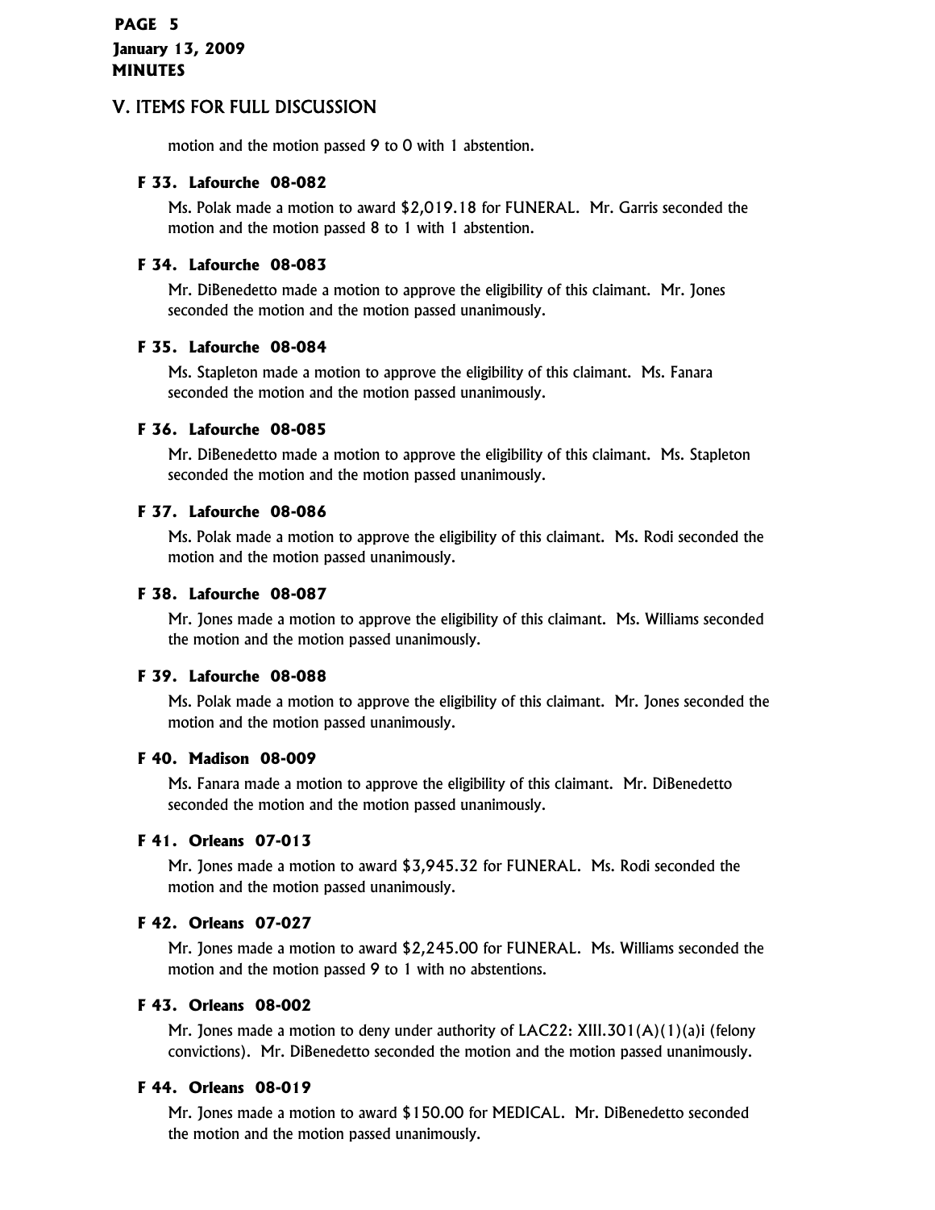## V. ITEMS FOR FULL DISCUSSION

motion and the motion passed 9 to 0 with 1 abstention.

**F 33. Lafourche 08-082**

Ms. Polak made a motion to award $2,019.18 for FUNERAL. Mr. Garris seconded the motion and the motion passed 8 to 1 with 1 abstention.

**F 34. Lafourche 08-083**

Mr. DiBenedetto made a motion to approve the eligibility of this claimant. Mr. Jones seconded the motion and the motion passed unanimously.

**F 35. Lafourche 08-084**

Ms. Stapleton made a motion to approve the eligibility of this claimant. Ms. Fanara seconded the motion and the motion passed unanimously.

**F 36. Lafourche 08-085**

Mr. DiBenedetto made a motion to approve the eligibility of this claimant. Ms. Stapleton seconded the motion and the motion passed unanimously.

**F 37. Lafourche 08-086**

Ms. Polak made a motion to approve the eligibility of this claimant. Ms. Rodi seconded the motion and the motion passed unanimously.

**F 38. Lafourche 08-087**

Mr. Jones made a motion to approve the eligibility of this claimant. Ms. Williams seconded the motion and the motion passed unanimously.

**F 39. Lafourche 08-088**

Ms. Polak made a motion to approve the eligibility of this claimant. Mr. Jones seconded the motion and the motion passed unanimously.

**F 40. Madison 08-009**

Ms. Fanara made a motion to approve the eligibility of this claimant. Mr. DiBenedetto seconded the motion and the motion passed unanimously.

**F 41. Orleans 07-013**

Mr. Jones made a motion to award $3,945.32 for FUNERAL. Ms. Rodi seconded the motion and the motion passed unanimously.

**F 42. Orleans 07-027**

Mr. Jones made a motion to award $2,245.00 for FUNERAL. Ms. Williams seconded the motion and the motion passed 9 to 1 with no abstentions.

**F 43. Orleans 08-002**

Mr. Jones made a motion to deny under authority of LAC22: XIII.301(A)(1)(a)i (felony convictions). Mr. DiBenedetto seconded the motion and the motion passed unanimously.

**F 44. Orleans 08-019**

Mr. Jones made a motion to award $150.00 for MEDICAL. Mr. DiBenedetto seconded the motion and the motion passed unanimously.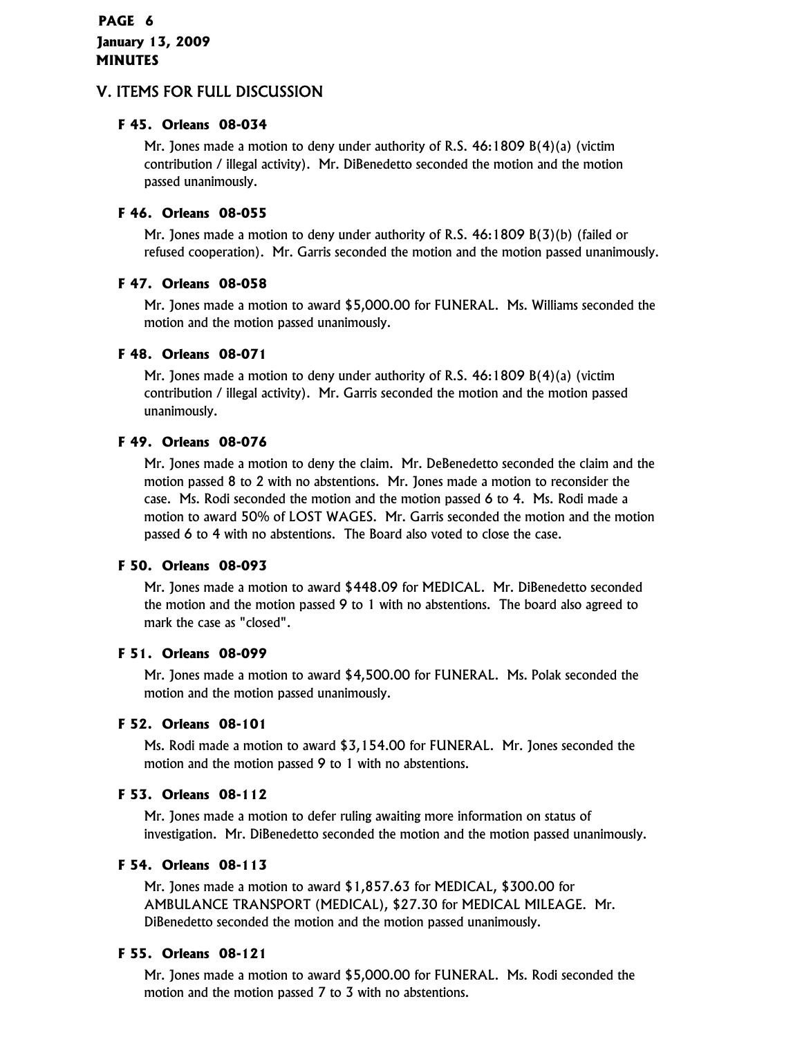## V. ITEMS FOR FULL DISCUSSION

### F 45. Orleans 08-034

Mr. Jones made a motion to deny under authority of R.S. 46:1809 B(4)(a) (victim contribution / illegal activity). Mr. DiBenedetto seconded the motion and the motion passed unanimously.

### F 46. Orleans 08-055

Mr. Jones made a motion to deny under authority of R.S. 46:1809 B(3)(b) (failed or refused cooperation). Mr. Garris seconded the motion and the motion passed unanimously.

### F 47. Orleans 08-058

Mr. Jones made a motion to award $5,000.00 for FUNERAL. Ms. Williams seconded the motion and the motion passed unanimously.

### F 48. Orleans 08-071

Mr. Jones made a motion to deny under authority of R.S. 46:1809 B(4)(a) (victim contribution / illegal activity). Mr. Garris seconded the motion and the motion passed unanimously.

### F 49. Orleans 08-076

Mr. Jones made a motion to deny the claim. Mr. DeBenedetto seconded the claim and the motion passed 8 to 2 with no abstentions. Mr. Jones made a motion to reconsider the case. Ms. Rodi seconded the motion and the motion passed 6 to 4. Ms. Rodi made a motion to award 50% of LOST WAGES. Mr. Garris seconded the motion and the motion passed 6 to 4 with no abstentions. The Board also voted to close the case.

### F 50. Orleans 08-093

Mr. Jones made a motion to award $448.09 for MEDICAL. Mr. DiBenedetto seconded the motion and the motion passed 9 to 1 with no abstentions. The board also agreed to mark the case as "closed".

### F 51. Orleans 08-099

Mr. Jones made a motion to award $4,500.00 for FUNERAL. Ms. Polak seconded the motion and the motion passed unanimously.

### F 52. Orleans 08-101

Ms. Rodi made a motion to award $3,154.00 for FUNERAL. Mr. Jones seconded the motion and the motion passed 9 to 1 with no abstentions.

### F 53. Orleans 08-112

Mr. Jones made a motion to defer ruling awaiting more information on status of investigation. Mr. DiBenedetto seconded the motion and the motion passed unanimously.

### F 54. Orleans 08-113

Mr. Jones made a motion to award $1,857.63 for MEDICAL, $300.00 for AMBULANCE TRANSPORT (MEDICAL), $27.30 for MEDICAL MILEAGE. Mr. DiBenedetto seconded the motion and the motion passed unanimously.

### F 55. Orleans 08-121

Mr. Jones made a motion to award $5,000.00 for FUNERAL. Ms. Rodi seconded the motion and the motion passed 7 to 3 with no abstentions.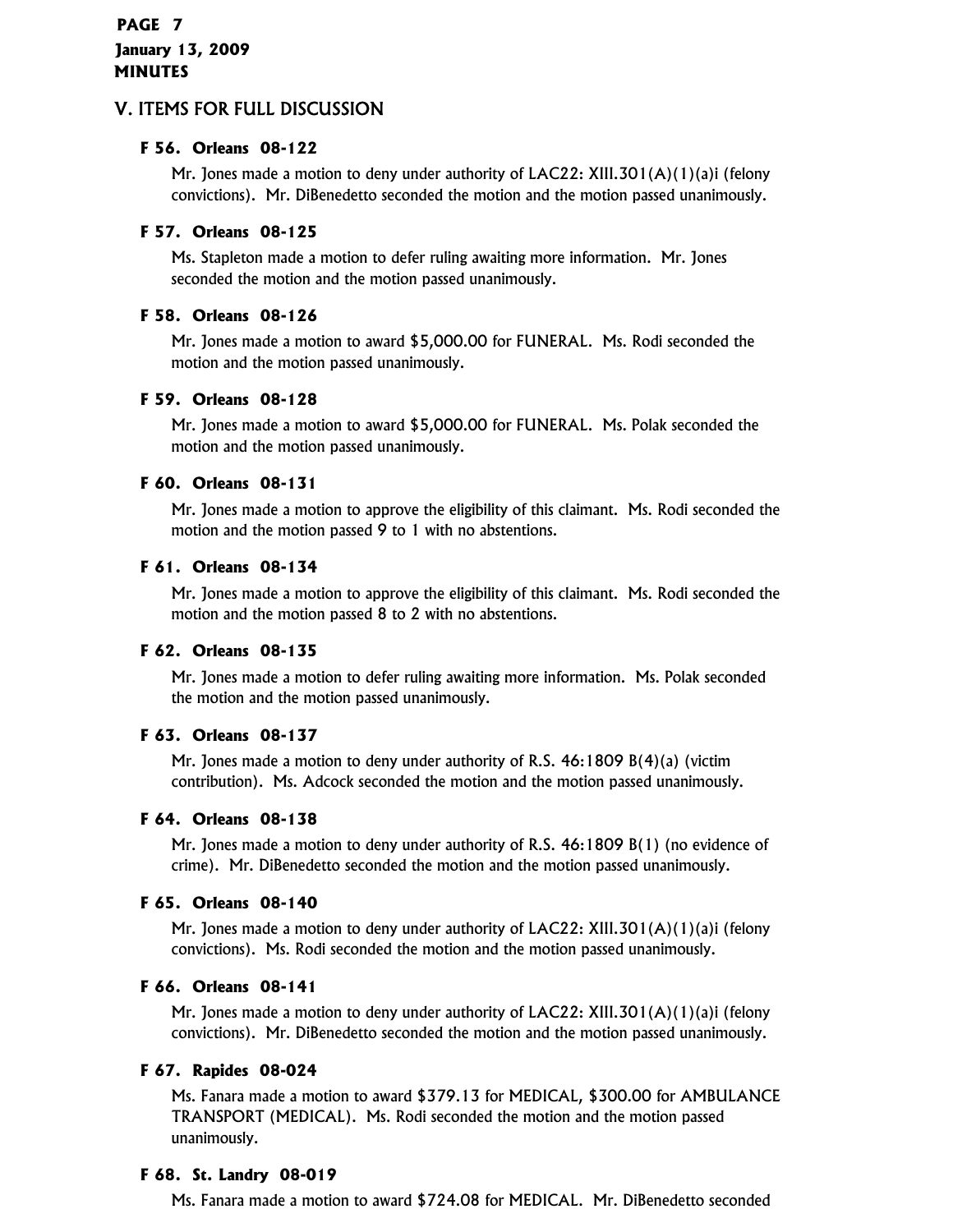## V. ITEMS FOR FULL DISCUSSION

**F 56. Orleans 08-122**

Mr. Jones made a motion to deny under authority of LAC22: XIII.301(A)(1)(a)i (felony convictions). Mr. DiBenedetto seconded the motion and the motion passed unanimously.

**F 57. Orleans 08-125**

Ms. Stapleton made a motion to defer ruling awaiting more information. Mr. Jones seconded the motion and the motion passed unanimously.

**F 58. Orleans 08-126**

Mr. Jones made a motion to award $5,000.00 for FUNERAL. Ms. Rodi seconded the motion and the motion passed unanimously.

**F 59. Orleans 08-128**

Mr. Jones made a motion to award $5,000.00 for FUNERAL. Ms. Polak seconded the motion and the motion passed unanimously.

**F 60. Orleans 08-131**

Mr. Jones made a motion to approve the eligibility of this claimant. Ms. Rodi seconded the motion and the motion passed 9 to 1 with no abstentions.

**F 61. Orleans 08-134**

Mr. Jones made a motion to approve the eligibility of this claimant. Ms. Rodi seconded the motion and the motion passed 8 to 2 with no abstentions.

**F 62. Orleans 08-135**

Mr. Jones made a motion to defer ruling awaiting more information. Ms. Polak seconded the motion and the motion passed unanimously.

**F 63. Orleans 08-137**

Mr. Jones made a motion to deny under authority of R.S. 46:1809 B(4)(a) (victim contribution). Ms. Adcock seconded the motion and the motion passed unanimously.

**F 64. Orleans 08-138**

Mr. Jones made a motion to deny under authority of R.S. 46:1809 B(1) (no evidence of crime). Mr. DiBenedetto seconded the motion and the motion passed unanimously.

**F 65. Orleans 08-140**

Mr. Jones made a motion to deny under authority of LAC22: XIII.301(A)(1)(a)i (felony convictions). Ms. Rodi seconded the motion and the motion passed unanimously.

**F 66. Orleans 08-141**

Mr. Jones made a motion to deny under authority of LAC22: XIII.301(A)(1)(a)i (felony convictions). Mr. DiBenedetto seconded the motion and the motion passed unanimously.

**F 67. Rapides 08-024**

Ms. Fanara made a motion to award $379.13 for MEDICAL, $300.00 for AMBULANCE TRANSPORT (MEDICAL). Ms. Rodi seconded the motion and the motion passed unanimously.

**F 68. St. Landry 08-019**

Ms. Fanara made a motion to award $724.08 for MEDICAL. Mr. DiBenedetto seconded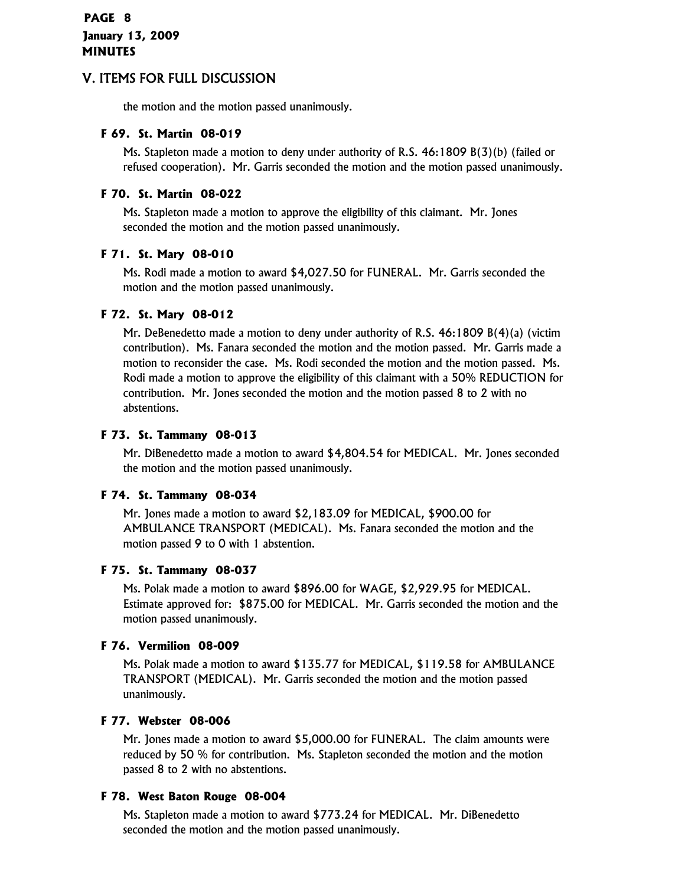## V. ITEMS FOR FULL DISCUSSION

the motion and the motion passed unanimously.

### F 69. St. Martin 08-019

Ms. Stapleton made a motion to deny under authority of R.S. 46:1809 B(3)(b) (failed or refused cooperation). Mr. Garris seconded the motion and the motion passed unanimously.

### F 70. St. Martin 08-022

Ms. Stapleton made a motion to approve the eligibility of this claimant. Mr. Jones seconded the motion and the motion passed unanimously.

### F 71. St. Mary 08-010

Ms. Rodi made a motion to award $4,027.50 for FUNERAL. Mr. Garris seconded the motion and the motion passed unanimously.

### F 72. St. Mary 08-012

Mr. DeBenedetto made a motion to deny under authority of R.S. 46:1809 B(4)(a) (victim contribution). Ms. Fanara seconded the motion and the motion passed. Mr. Garris made a motion to reconsider the case. Ms. Rodi seconded the motion and the motion passed. Ms. Rodi made a motion to approve the eligibility of this claimant with a 50% REDUCTION for contribution. Mr. Jones seconded the motion and the motion passed 8 to 2 with no abstentions.

### F 73. St. Tammany 08-013

Mr. DiBenedetto made a motion to award $4,804.54 for MEDICAL. Mr. Jones seconded the motion and the motion passed unanimously.

### F 74. St. Tammany 08-034

Mr. Jones made a motion to award $2,183.09 for MEDICAL, $900.00 for AMBULANCE TRANSPORT (MEDICAL). Ms. Fanara seconded the motion and the motion passed 9 to 0 with 1 abstention.

### F 75. St. Tammany 08-037

Ms. Polak made a motion to award $896.00 for WAGE, $2,929.95 for MEDICAL. Estimate approved for: $875.00 for MEDICAL. Mr. Garris seconded the motion and the motion passed unanimously.

### F 76. Vermilion 08-009

Ms. Polak made a motion to award $135.77 for MEDICAL, $119.58 for AMBULANCE TRANSPORT (MEDICAL). Mr. Garris seconded the motion and the motion passed unanimously.

### F 77. Webster 08-006

Mr. Jones made a motion to award $5,000.00 for FUNERAL. The claim amounts were reduced by 50 % for contribution. Ms. Stapleton seconded the motion and the motion passed 8 to 2 with no abstentions.

### F 78. West Baton Rouge 08-004

Ms. Stapleton made a motion to award $773.24 for MEDICAL. Mr. DiBenedetto seconded the motion and the motion passed unanimously.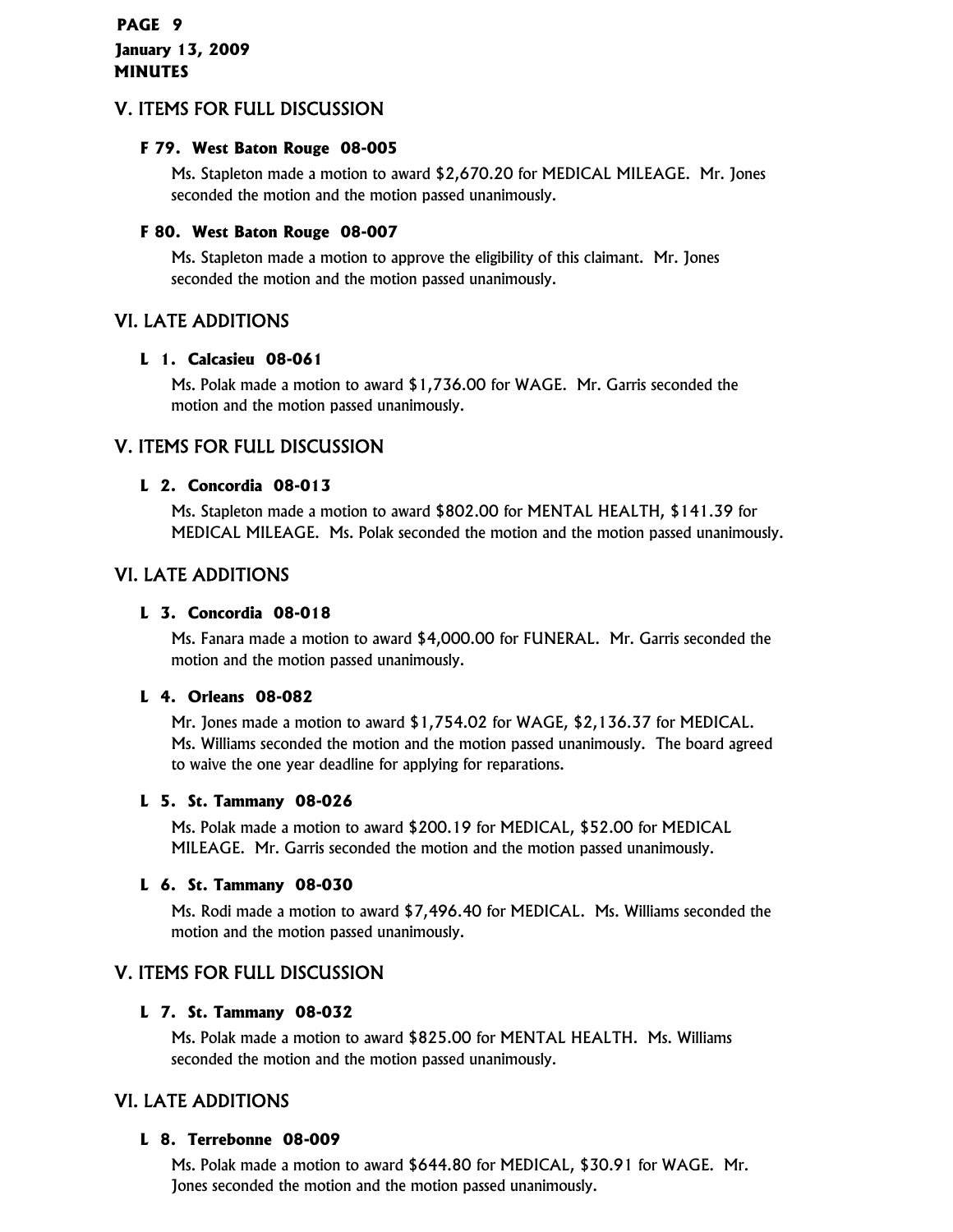## V. ITEMS FOR FULL DISCUSSION

### F 79. West Baton Rouge 08-005

Ms. Stapleton made a motion to award $2,670.20 for MEDICAL MILEAGE. Mr. Jones seconded the motion and the motion passed unanimously.

### F 80. West Baton Rouge 08-007

Ms. Stapleton made a motion to approve the eligibility of this claimant. Mr. Jones seconded the motion and the motion passed unanimously.

## VI. LATE ADDITIONS

### L 1. Calcasieu 08-061

Ms. Polak made a motion to award $1,736.00 for WAGE. Mr. Garris seconded the motion and the motion passed unanimously.

## V. ITEMS FOR FULL DISCUSSION

### L 2. Concordia 08-013

Ms. Stapleton made a motion to award $802.00 for MENTAL HEALTH, $141.39 for MEDICAL MILEAGE. Ms. Polak seconded the motion and the motion passed unanimously.

## VI. LATE ADDITIONS

### L 3. Concordia 08-018

Ms. Fanara made a motion to award $4,000.00 for FUNERAL. Mr. Garris seconded the motion and the motion passed unanimously.

### L 4. Orleans 08-082

Mr. Jones made a motion to award $1,754.02 for WAGE, $2,136.37 for MEDICAL. Ms. Williams seconded the motion and the motion passed unanimously. The board agreed to waive the one year deadline for applying for reparations.

### L 5. St. Tammany 08-026

Ms. Polak made a motion to award $200.19 for MEDICAL, $52.00 for MEDICAL MILEAGE. Mr. Garris seconded the motion and the motion passed unanimously.

### L 6. St. Tammany 08-030

Ms. Rodi made a motion to award $7,496.40 for MEDICAL. Ms. Williams seconded the motion and the motion passed unanimously.

## V. ITEMS FOR FULL DISCUSSION

### L 7. St. Tammany 08-032

Ms. Polak made a motion to award $825.00 for MENTAL HEALTH. Ms. Williams seconded the motion and the motion passed unanimously.

## VI. LATE ADDITIONS

### L 8. Terrebonne 08-009

Ms. Polak made a motion to award $644.80 for MEDICAL, $30.91 for WAGE. Mr. Jones seconded the motion and the motion passed unanimously.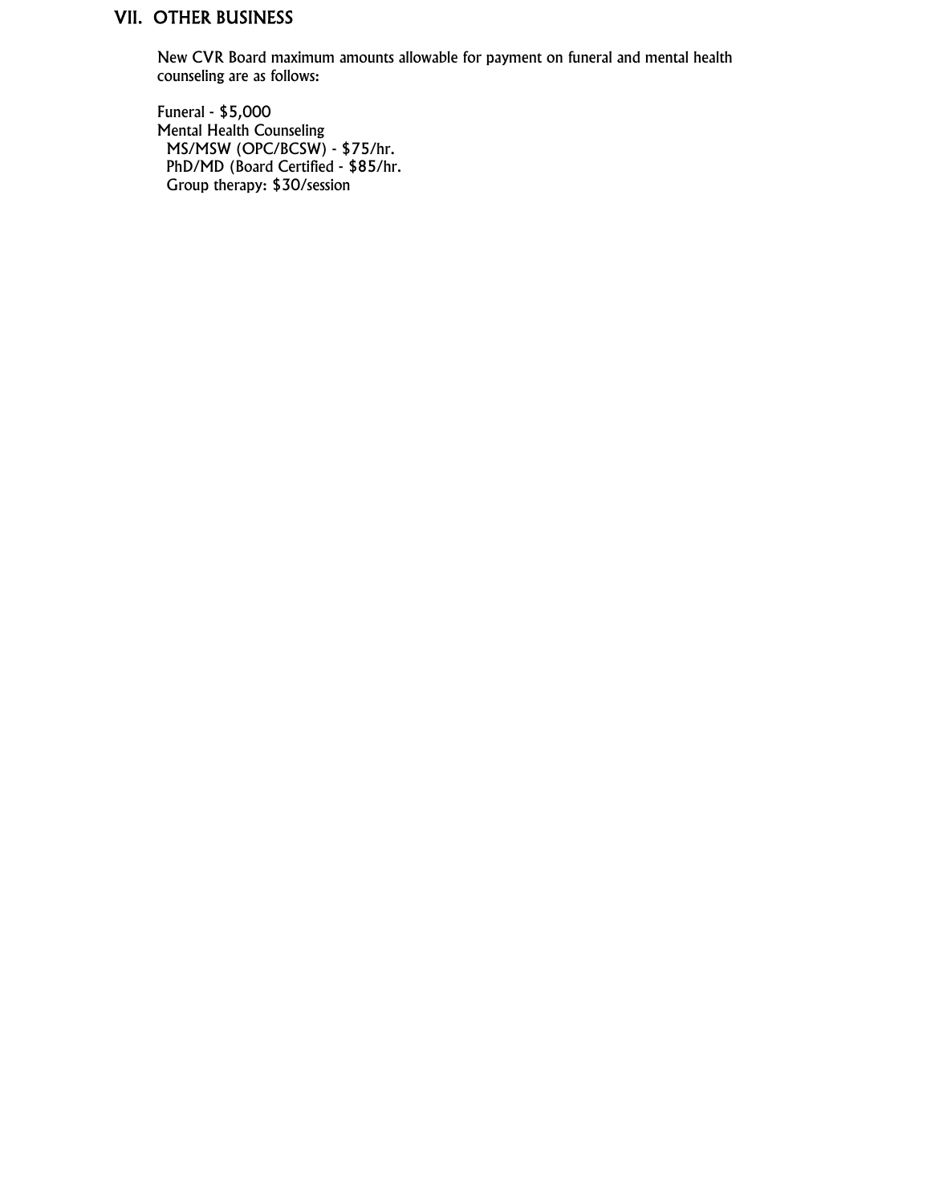## VII. OTHER BUSINESS

New CVR Board maximum amounts allowable for payment on funeral and mental health counseling are as follows:

Funeral - $5,000
Mental Health Counseling
MS/MSW (OPC/BCSW) - $75/hr.
PhD/MD (Board Certified - $85/hr.
Group therapy: $30/session